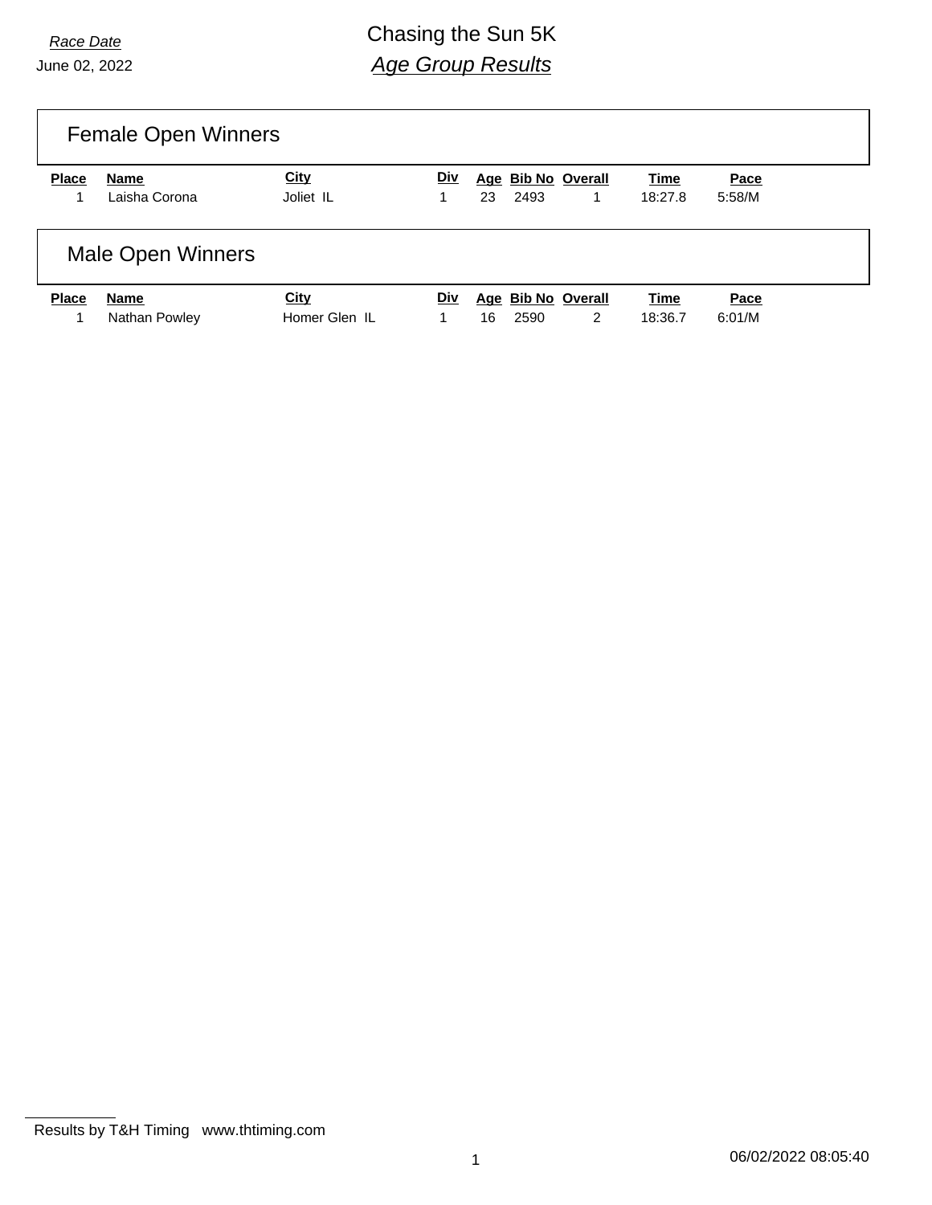*Race Date*

June 02, 2022

# Chasing the Sun 5K

## *Age Group Results*

### Female Open Winners

| Place | Name | City | Div | Age | Bib No | Overall | Time | Pace |
|---|---|---|---|---|---|---|---|---|
| 1 | Laisha Corona | Joliet IL | 1 | 23 | 2493 | 1 | 18:27.8 | 5:58/M |

### Male Open Winners

| Place | Name | City | Div | Age | Bib No | Overall | Time | Pace |
|---|---|---|---|---|---|---|---|---|
| 1 | Nathan Powley | Homer Glen IL | 1 | 16 | 2590 | 2 | 18:36.7 | 6:01/M |

Results by T&H Timing www.thtiming.com

06/02/2022 08:05:40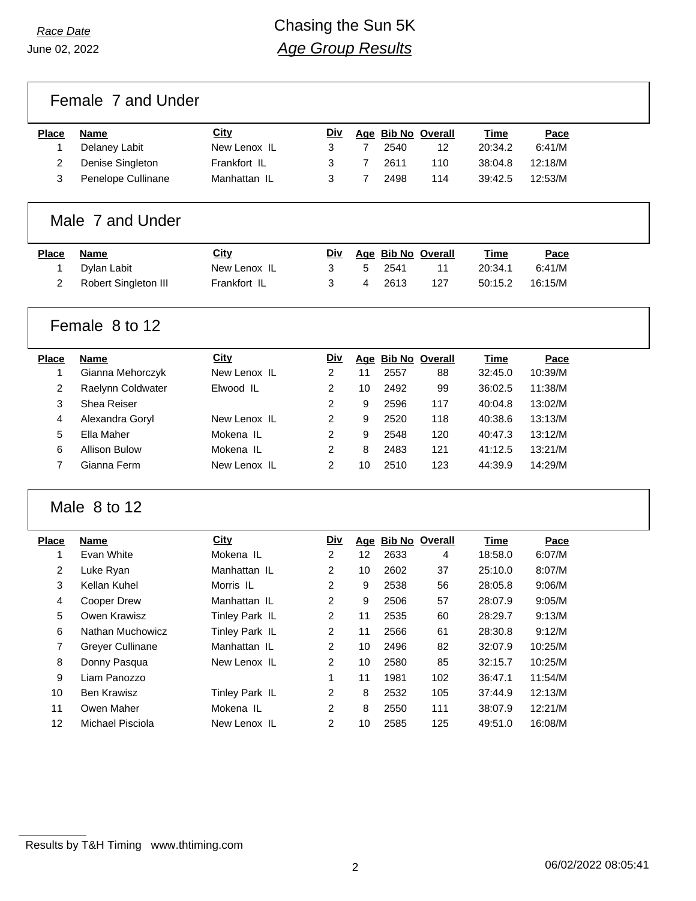*Race Date*
June 02, 2022

# Chasing the Sun 5K
## *Age Group Results*

### Female 7 and Under

| Place | Name | City | Div | Age | Bib No | Overall | Time | Pace |
|---|---|---|---|---|---|---|---|---|
| 1 | Delaney Labit | New Lenox IL | 3 | 7 | 2540 | 12 | 20:34.2 | 6:41/M |
| 2 | Denise Singleton | Frankfort IL | 3 | 7 | 2611 | 110 | 38:04.8 | 12:18/M |
| 3 | Penelope Cullinane | Manhattan IL | 3 | 7 | 2498 | 114 | 39:42.5 | 12:53/M |

### Male 7 and Under

| Place | Name | City | Div | Age | Bib No | Overall | Time | Pace |
|---|---|---|---|---|---|---|---|---|
| 1 | Dylan Labit | New Lenox IL | 3 | 5 | 2541 | 11 | 20:34.1 | 6:41/M |
| 2 | Robert Singleton III | Frankfort IL | 3 | 4 | 2613 | 127 | 50:15.2 | 16:15/M |

### Female 8 to 12

| Place | Name | City | Div | Age | Bib No | Overall | Time | Pace |
|---|---|---|---|---|---|---|---|---|
| 1 | Gianna Mehorczyk | New Lenox IL | 2 | 11 | 2557 | 88 | 32:45.0 | 10:39/M |
| 2 | Raelynn Coldwater | Elwood IL | 2 | 10 | 2492 | 99 | 36:02.5 | 11:38/M |
| 3 | Shea Reiser | | 2 | 9 | 2596 | 117 | 40:04.8 | 13:02/M |
| 4 | Alexandra Goryl | New Lenox IL | 2 | 9 | 2520 | 118 | 40:38.6 | 13:13/M |
| 5 | Ella Maher | Mokena IL | 2 | 9 | 2548 | 120 | 40:47.3 | 13:12/M |
| 6 | Allison Bulow | Mokena IL | 2 | 8 | 2483 | 121 | 41:12.5 | 13:21/M |
| 7 | Gianna Ferm | New Lenox IL | 2 | 10 | 2510 | 123 | 44:39.9 | 14:29/M |

### Male 8 to 12

| Place | Name | City | Div | Age | Bib No | Overall | Time | Pace |
|---|---|---|---|---|---|---|---|---|
| 1 | Evan White | Mokena IL | 2 | 12 | 2633 | 4 | 18:58.0 | 6:07/M |
| 2 | Luke Ryan | Manhattan IL | 2 | 10 | 2602 | 37 | 25:10.0 | 8:07/M |
| 3 | Kellan Kuhel | Morris IL | 2 | 9 | 2538 | 56 | 28:05.8 | 9:06/M |
| 4 | Cooper Drew | Manhattan IL | 2 | 9 | 2506 | 57 | 28:07.9 | 9:05/M |
| 5 | Owen Krawisz | Tinley Park IL | 2 | 11 | 2535 | 60 | 28:29.7 | 9:13/M |
| 6 | Nathan Muchowicz | Tinley Park IL | 2 | 11 | 2566 | 61 | 28:30.8 | 9:12/M |
| 7 | Greyer Cullinane | Manhattan IL | 2 | 10 | 2496 | 82 | 32:07.9 | 10:25/M |
| 8 | Donny Pasqua | New Lenox IL | 2 | 10 | 2580 | 85 | 32:15.7 | 10:25/M |
| 9 | Liam Panozzo | | 1 | 11 | 1981 | 102 | 36:47.1 | 11:54/M |
| 10 | Ben Krawisz | Tinley Park IL | 2 | 8 | 2532 | 105 | 37:44.9 | 12:13/M |
| 11 | Owen Maher | Mokena IL | 2 | 8 | 2550 | 111 | 38:07.9 | 12:21/M |
| 12 | Michael Pisciola | New Lenox IL | 2 | 10 | 2585 | 125 | 49:51.0 | 16:08/M |

Results by T&H Timing www.thtiming.com

06/02/2022 08:05:41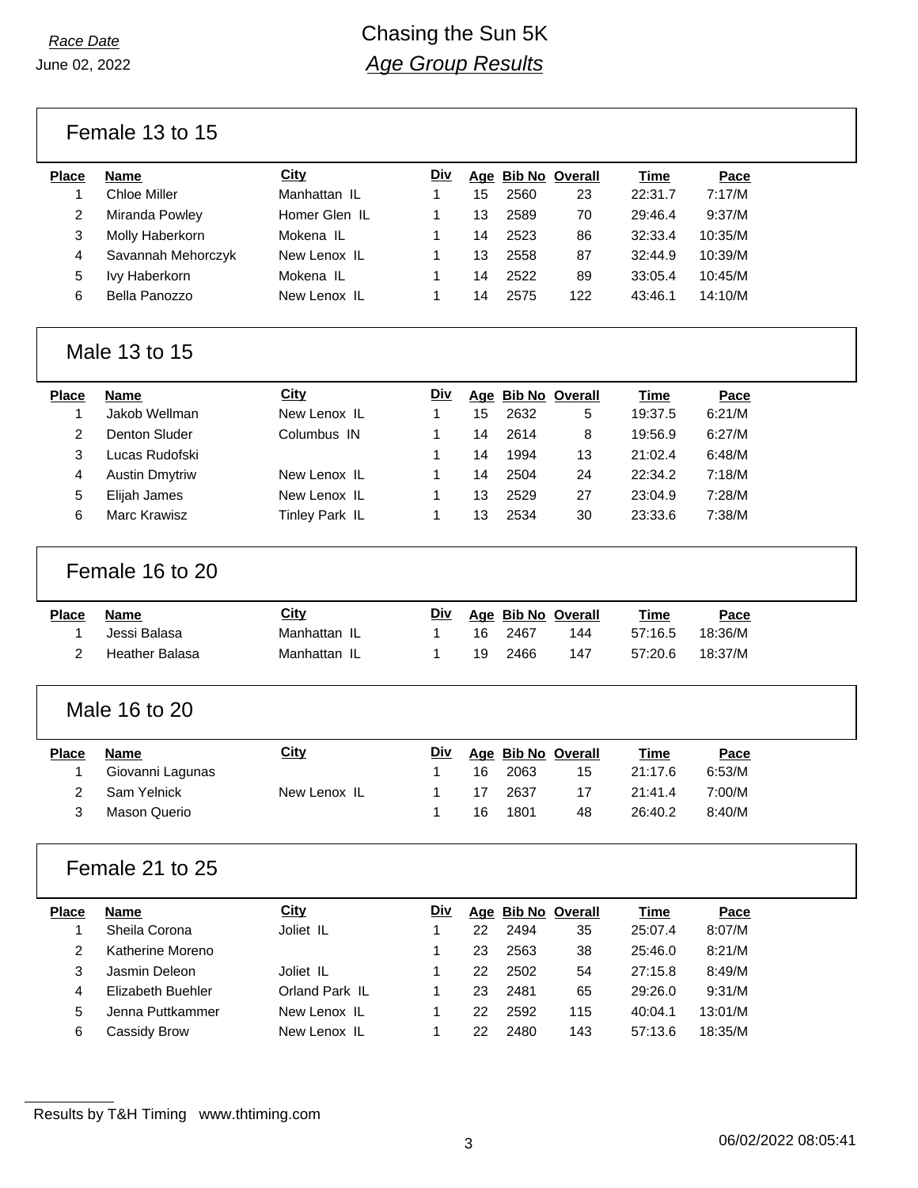*Race Date*

June 02, 2022

# Chasing the Sun 5K

## *Age Group Results*

### Female 13 to 15

| Place | Name | City | Div | Age | Bib No | Overall | Time | Pace |
|---|---|---|---|---|---|---|---|---|
| 1 | Chloe Miller | Manhattan IL | 1 | 15 | 2560 | 23 | 22:31.7 | 7:17/M |
| 2 | Miranda Powley | Homer Glen IL | 1 | 13 | 2589 | 70 | 29:46.4 | 9:37/M |
| 3 | Molly Haberkorn | Mokena IL | 1 | 14 | 2523 | 86 | 32:33.4 | 10:35/M |
| 4 | Savannah Mehorczyk | New Lenox IL | 1 | 13 | 2558 | 87 | 32:44.9 | 10:39/M |
| 5 | Ivy Haberkorn | Mokena IL | 1 | 14 | 2522 | 89 | 33:05.4 | 10:45/M |
| 6 | Bella Panozzo | New Lenox IL | 1 | 14 | 2575 | 122 | 43:46.1 | 14:10/M |

### Male 13 to 15

| Place | Name | City | Div | Age | Bib No | Overall | Time | Pace |
|---|---|---|---|---|---|---|---|---|
| 1 | Jakob Wellman | New Lenox IL | 1 | 15 | 2632 | 5 | 19:37.5 | 6:21/M |
| 2 | Denton Sluder | Columbus IN | 1 | 14 | 2614 | 8 | 19:56.9 | 6:27/M |
| 3 | Lucas Rudofski | | 1 | 14 | 1994 | 13 | 21:02.4 | 6:48/M |
| 4 | Austin Dmytriw | New Lenox IL | 1 | 14 | 2504 | 24 | 22:34.2 | 7:18/M |
| 5 | Elijah James | New Lenox IL | 1 | 13 | 2529 | 27 | 23:04.9 | 7:28/M |
| 6 | Marc Krawisz | Tinley Park IL | 1 | 13 | 2534 | 30 | 23:33.6 | 7:38/M |

### Female 16 to 20

| Place | Name | City | Div | Age | Bib No | Overall | Time | Pace |
|---|---|---|---|---|---|---|---|---|
| 1 | Jessi Balasa | Manhattan IL | 1 | 16 | 2467 | 144 | 57:16.5 | 18:36/M |
| 2 | Heather Balasa | Manhattan IL | 1 | 19 | 2466 | 147 | 57:20.6 | 18:37/M |

### Male 16 to 20

| Place | Name | City | Div | Age | Bib No | Overall | Time | Pace |
|---|---|---|---|---|---|---|---|---|
| 1 | Giovanni Lagunas | | 1 | 16 | 2063 | 15 | 21:17.6 | 6:53/M |
| 2 | Sam Yelnick | New Lenox IL | 1 | 17 | 2637 | 17 | 21:41.4 | 7:00/M |
| 3 | Mason Querio | | 1 | 16 | 1801 | 48 | 26:40.2 | 8:40/M |

### Female 21 to 25

| Place | Name | City | Div | Age | Bib No | Overall | Time | Pace |
|---|---|---|---|---|---|---|---|---|
| 1 | Sheila Corona | Joliet IL | 1 | 22 | 2494 | 35 | 25:07.4 | 8:07/M |
| 2 | Katherine Moreno | | 1 | 23 | 2563 | 38 | 25:46.0 | 8:21/M |
| 3 | Jasmin Deleon | Joliet IL | 1 | 22 | 2502 | 54 | 27:15.8 | 8:49/M |
| 4 | Elizabeth Buehler | Orland Park IL | 1 | 23 | 2481 | 65 | 29:26.0 | 9:31/M |
| 5 | Jenna Puttkammer | New Lenox IL | 1 | 22 | 2592 | 115 | 40:04.1 | 13:01/M |
| 6 | Cassidy Brow | New Lenox IL | 1 | 22 | 2480 | 143 | 57:13.6 | 18:35/M |

Results by T&H Timing www.thtiming.com

06/02/2022 08:05:41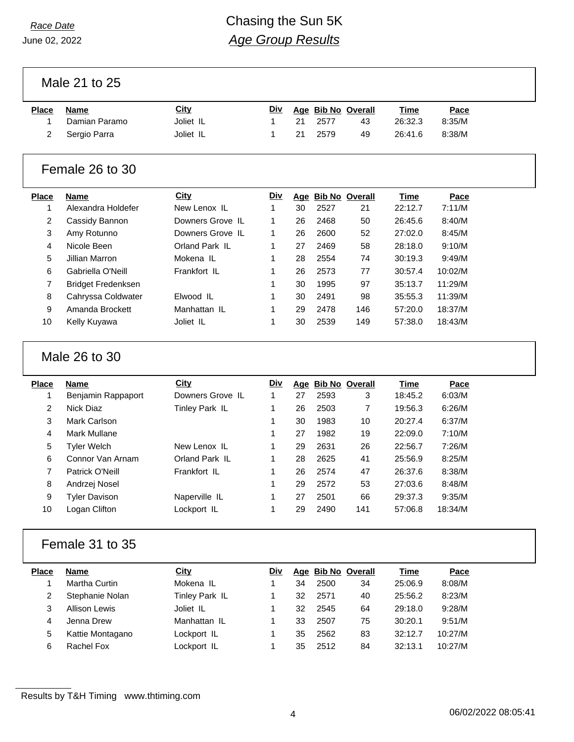*Race Date*

June 02, 2022

# Chasing the Sun 5K

## *Age Group Results*

### Male 21 to 25

| Place | Name | City | Div | Age | Bib No | Overall | Time | Pace |
|---|---|---|---|---|---|---|---|---|
| 1 | Damian Paramo | Joliet IL | 1 | 21 | 2577 | 43 | 26:32.3 | 8:35/M |
| 2 | Sergio Parra | Joliet IL | 1 | 21 | 2579 | 49 | 26:41.6 | 8:38/M |

### Female 26 to 30

| Place | Name | City | Div | Age | Bib No | Overall | Time | Pace |
|---|---|---|---|---|---|---|---|---|
| 1 | Alexandra Holdefer | New Lenox IL | 1 | 30 | 2527 | 21 | 22:12.7 | 7:11/M |
| 2 | Cassidy Bannon | Downers Grove IL | 1 | 26 | 2468 | 50 | 26:45.6 | 8:40/M |
| 3 | Amy Rotunno | Downers Grove IL | 1 | 26 | 2600 | 52 | 27:02.0 | 8:45/M |
| 4 | Nicole Been | Orland Park IL | 1 | 27 | 2469 | 58 | 28:18.0 | 9:10/M |
| 5 | Jillian Marron | Mokena IL | 1 | 28 | 2554 | 74 | 30:19.3 | 9:49/M |
| 6 | Gabriella O'Neill | Frankfort IL | 1 | 26 | 2573 | 77 | 30:57.4 | 10:02/M |
| 7 | Bridget Fredenksen | | 1 | 30 | 1995 | 97 | 35:13.7 | 11:29/M |
| 8 | Cahryssa Coldwater | Elwood IL | 1 | 30 | 2491 | 98 | 35:55.3 | 11:39/M |
| 9 | Amanda Brockett | Manhattan IL | 1 | 29 | 2478 | 146 | 57:20.0 | 18:37/M |
| 10 | Kelly Kuyawa | Joliet IL | 1 | 30 | 2539 | 149 | 57:38.0 | 18:43/M |

### Male 26 to 30

| Place | Name | City | Div | Age | Bib No | Overall | Time | Pace |
|---|---|---|---|---|---|---|---|---|
| 1 | Benjamin Rappaport | Downers Grove IL | 1 | 27 | 2593 | 3 | 18:45.2 | 6:03/M |
| 2 | Nick Diaz | Tinley Park IL | 1 | 26 | 2503 | 7 | 19:56.3 | 6:26/M |
| 3 | Mark Carlson | | 1 | 30 | 1983 | 10 | 20:27.4 | 6:37/M |
| 4 | Mark Mullane | | 1 | 27 | 1982 | 19 | 22:09.0 | 7:10/M |
| 5 | Tyler Welch | New Lenox IL | 1 | 29 | 2631 | 26 | 22:56.7 | 7:26/M |
| 6 | Connor Van Arnam | Orland Park IL | 1 | 28 | 2625 | 41 | 25:56.9 | 8:25/M |
| 7 | Patrick O'Neill | Frankfort IL | 1 | 26 | 2574 | 47 | 26:37.6 | 8:38/M |
| 8 | Andrzej Nosel | | 1 | 29 | 2572 | 53 | 27:03.6 | 8:48/M |
| 9 | Tyler Davison | Naperville IL | 1 | 27 | 2501 | 66 | 29:37.3 | 9:35/M |
| 10 | Logan Clifton | Lockport IL | 1 | 29 | 2490 | 141 | 57:06.8 | 18:34/M |

### Female 31 to 35

| Place | Name | City | Div | Age | Bib No | Overall | Time | Pace |
|---|---|---|---|---|---|---|---|---|
| 1 | Martha Curtin | Mokena IL | 1 | 34 | 2500 | 34 | 25:06.9 | 8:08/M |
| 2 | Stephanie Nolan | Tinley Park IL | 1 | 32 | 2571 | 40 | 25:56.2 | 8:23/M |
| 3 | Allison Lewis | Joliet IL | 1 | 32 | 2545 | 64 | 29:18.0 | 9:28/M |
| 4 | Jenna Drew | Manhattan IL | 1 | 33 | 2507 | 75 | 30:20.1 | 9:51/M |
| 5 | Kattie Montagano | Lockport IL | 1 | 35 | 2562 | 83 | 32:12.7 | 10:27/M |
| 6 | Rachel Fox | Lockport IL | 1 | 35 | 2512 | 84 | 32:13.1 | 10:27/M |

Results by T&H Timing www.thtiming.com

06/02/2022 08:05:41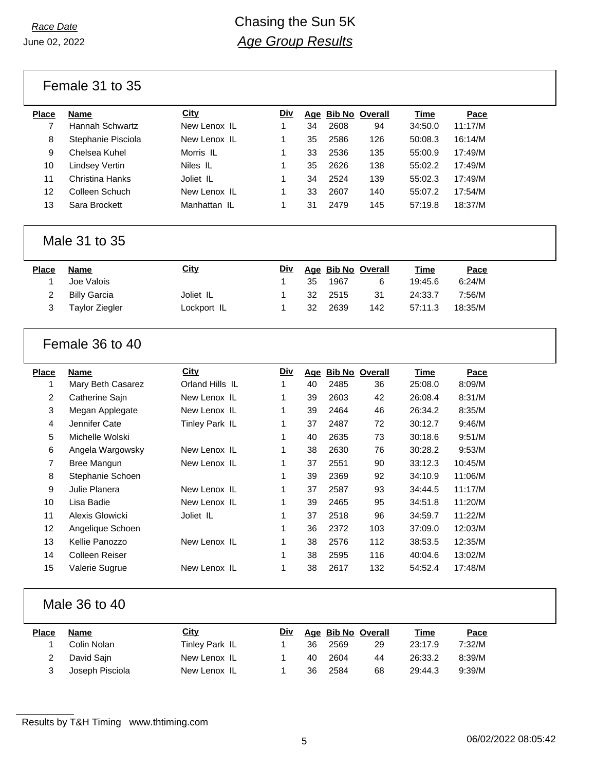Race Date

June 02, 2022

# Chasing the Sun 5K
## *Age Group Results*

### Female 31 to 35

| Place | Name | City | Div | Age | Bib No | Overall | Time | Pace |
|---|---|---|---|---|---|---|---|---|
| 7 | Hannah Schwartz | New Lenox IL | 1 | 34 | 2608 | 94 | 34:50.0 | 11:17/M |
| 8 | Stephanie Pisciola | New Lenox IL | 1 | 35 | 2586 | 126 | 50:08.3 | 16:14/M |
| 9 | Chelsea Kuhel | Morris IL | 1 | 33 | 2536 | 135 | 55:00.9 | 17:49/M |
| 10 | Lindsey Vertin | Niles IL | 1 | 35 | 2626 | 138 | 55:02.2 | 17:49/M |
| 11 | Christina Hanks | Joliet IL | 1 | 34 | 2524 | 139 | 55:02.3 | 17:49/M |
| 12 | Colleen Schuch | New Lenox IL | 1 | 33 | 2607 | 140 | 55:07.2 | 17:54/M |
| 13 | Sara Brockett | Manhattan IL | 1 | 31 | 2479 | 145 | 57:19.8 | 18:37/M |

### Male 31 to 35

| Place | Name | City | Div | Age | Bib No | Overall | Time | Pace |
|---|---|---|---|---|---|---|---|---|
| 1 | Joe Valois | | 1 | 35 | 1967 | 6 | 19:45.6 | 6:24/M |
| 2 | Billy Garcia | Joliet IL | 1 | 32 | 2515 | 31 | 24:33.7 | 7:56/M |
| 3 | Taylor Ziegler | Lockport IL | 1 | 32 | 2639 | 142 | 57:11.3 | 18:35/M |

### Female 36 to 40

| Place | Name | City | Div | Age | Bib No | Overall | Time | Pace |
|---|---|---|---|---|---|---|---|---|
| 1 | Mary Beth Casarez | Orland Hills IL | 1 | 40 | 2485 | 36 | 25:08.0 | 8:09/M |
| 2 | Catherine Sajn | New Lenox IL | 1 | 39 | 2603 | 42 | 26:08.4 | 8:31/M |
| 3 | Megan Applegate | New Lenox IL | 1 | 39 | 2464 | 46 | 26:34.2 | 8:35/M |
| 4 | Jennifer Cate | Tinley Park IL | 1 | 37 | 2487 | 72 | 30:12.7 | 9:46/M |
| 5 | Michelle Wolski | | 1 | 40 | 2635 | 73 | 30:18.6 | 9:51/M |
| 6 | Angela Wargowsky | New Lenox IL | 1 | 38 | 2630 | 76 | 30:28.2 | 9:53/M |
| 7 | Bree Mangun | New Lenox IL | 1 | 37 | 2551 | 90 | 33:12.3 | 10:45/M |
| 8 | Stephanie Schoen | | 1 | 39 | 2369 | 92 | 34:10.9 | 11:06/M |
| 9 | Julie Planera | New Lenox IL | 1 | 37 | 2587 | 93 | 34:44.5 | 11:17/M |
| 10 | Lisa Badie | New Lenox IL | 1 | 39 | 2465 | 95 | 34:51.8 | 11:20/M |
| 11 | Alexis Glowicki | Joliet IL | 1 | 37 | 2518 | 96 | 34:59.7 | 11:22/M |
| 12 | Angelique Schoen | | 1 | 36 | 2372 | 103 | 37:09.0 | 12:03/M |
| 13 | Kellie Panozzo | New Lenox IL | 1 | 38 | 2576 | 112 | 38:53.5 | 12:35/M |
| 14 | Colleen Reiser | | 1 | 38 | 2595 | 116 | 40:04.6 | 13:02/M |
| 15 | Valerie Sugrue | New Lenox IL | 1 | 38 | 2617 | 132 | 54:52.4 | 17:48/M |

### Male 36 to 40

| Place | Name | City | Div | Age | Bib No | Overall | Time | Pace |
|---|---|---|---|---|---|---|---|---|
| 1 | Colin Nolan | Tinley Park IL | 1 | 36 | 2569 | 29 | 23:17.9 | 7:32/M |
| 2 | David Sajn | New Lenox IL | 1 | 40 | 2604 | 44 | 26:33.2 | 8:39/M |
| 3 | Joseph Pisciola | New Lenox IL | 1 | 36 | 2584 | 68 | 29:44.3 | 9:39/M |

Results by T&H Timing www.thtiming.com

06/02/2022 08:05:42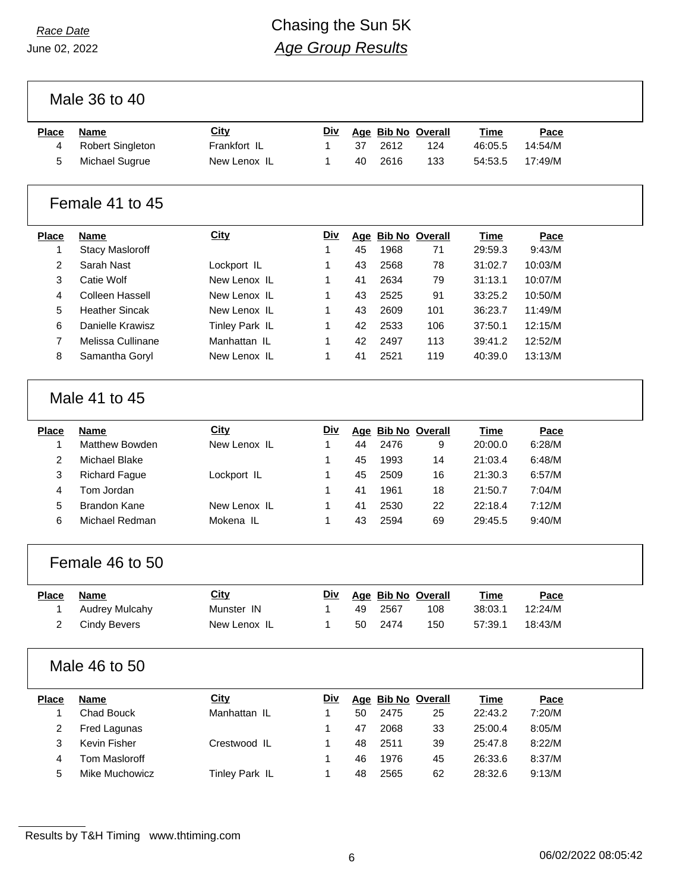# Chasing the Sun 5K
## *Age Group Results*

*Race Date*
June 02, 2022

### Male 36 to 40

| Place | Name | City | Div | Age | Bib No | Overall | Time | Pace |
|---|---|---|---|---|---|---|---|---|
| 4 | Robert Singleton | Frankfort IL | 1 | 37 | 2612 | 124 | 46:05.5 | 14:54/M |
| 5 | Michael Sugrue | New Lenox IL | 1 | 40 | 2616 | 133 | 54:53.5 | 17:49/M |

### Female 41 to 45

| Place | Name | City | Div | Age | Bib No | Overall | Time | Pace |
|---|---|---|---|---|---|---|---|---|
| 1 | Stacy Masloroff | | 1 | 45 | 1968 | 71 | 29:59.3 | 9:43/M |
| 2 | Sarah Nast | Lockport IL | 1 | 43 | 2568 | 78 | 31:02.7 | 10:03/M |
| 3 | Catie Wolf | New Lenox IL | 1 | 41 | 2634 | 79 | 31:13.1 | 10:07/M |
| 4 | Colleen Hassell | New Lenox IL | 1 | 43 | 2525 | 91 | 33:25.2 | 10:50/M |
| 5 | Heather Sincak | New Lenox IL | 1 | 43 | 2609 | 101 | 36:23.7 | 11:49/M |
| 6 | Danielle Krawisz | Tinley Park IL | 1 | 42 | 2533 | 106 | 37:50.1 | 12:15/M |
| 7 | Melissa Cullinane | Manhattan IL | 1 | 42 | 2497 | 113 | 39:41.2 | 12:52/M |
| 8 | Samantha Goryl | New Lenox IL | 1 | 41 | 2521 | 119 | 40:39.0 | 13:13/M |

### Male 41 to 45

| Place | Name | City | Div | Age | Bib No | Overall | Time | Pace |
|---|---|---|---|---|---|---|---|---|
| 1 | Matthew Bowden | New Lenox IL | 1 | 44 | 2476 | 9 | 20:00.0 | 6:28/M |
| 2 | Michael Blake | | 1 | 45 | 1993 | 14 | 21:03.4 | 6:48/M |
| 3 | Richard Fague | Lockport IL | 1 | 45 | 2509 | 16 | 21:30.3 | 6:57/M |
| 4 | Tom Jordan | | 1 | 41 | 1961 | 18 | 21:50.7 | 7:04/M |
| 5 | Brandon Kane | New Lenox IL | 1 | 41 | 2530 | 22 | 22:18.4 | 7:12/M |
| 6 | Michael Redman | Mokena IL | 1 | 43 | 2594 | 69 | 29:45.5 | 9:40/M |

### Female 46 to 50

| Place | Name | City | Div | Age | Bib No | Overall | Time | Pace |
|---|---|---|---|---|---|---|---|---|
| 1 | Audrey Mulcahy | Munster IN | 1 | 49 | 2567 | 108 | 38:03.1 | 12:24/M |
| 2 | Cindy Bevers | New Lenox IL | 1 | 50 | 2474 | 150 | 57:39.1 | 18:43/M |

### Male 46 to 50

| Place | Name | City | Div | Age | Bib No | Overall | Time | Pace |
|---|---|---|---|---|---|---|---|---|
| 1 | Chad Bouck | Manhattan IL | 1 | 50 | 2475 | 25 | 22:43.2 | 7:20/M |
| 2 | Fred Lagunas | | 1 | 47 | 2068 | 33 | 25:00.4 | 8:05/M |
| 3 | Kevin Fisher | Crestwood IL | 1 | 48 | 2511 | 39 | 25:47.8 | 8:22/M |
| 4 | Tom Masloroff | | 1 | 46 | 1976 | 45 | 26:33.6 | 8:37/M |
| 5 | Mike Muchowicz | Tinley Park IL | 1 | 48 | 2565 | 62 | 28:32.6 | 9:13/M |

Results by T&H Timing www.thtiming.com

06/02/2022 08:05:42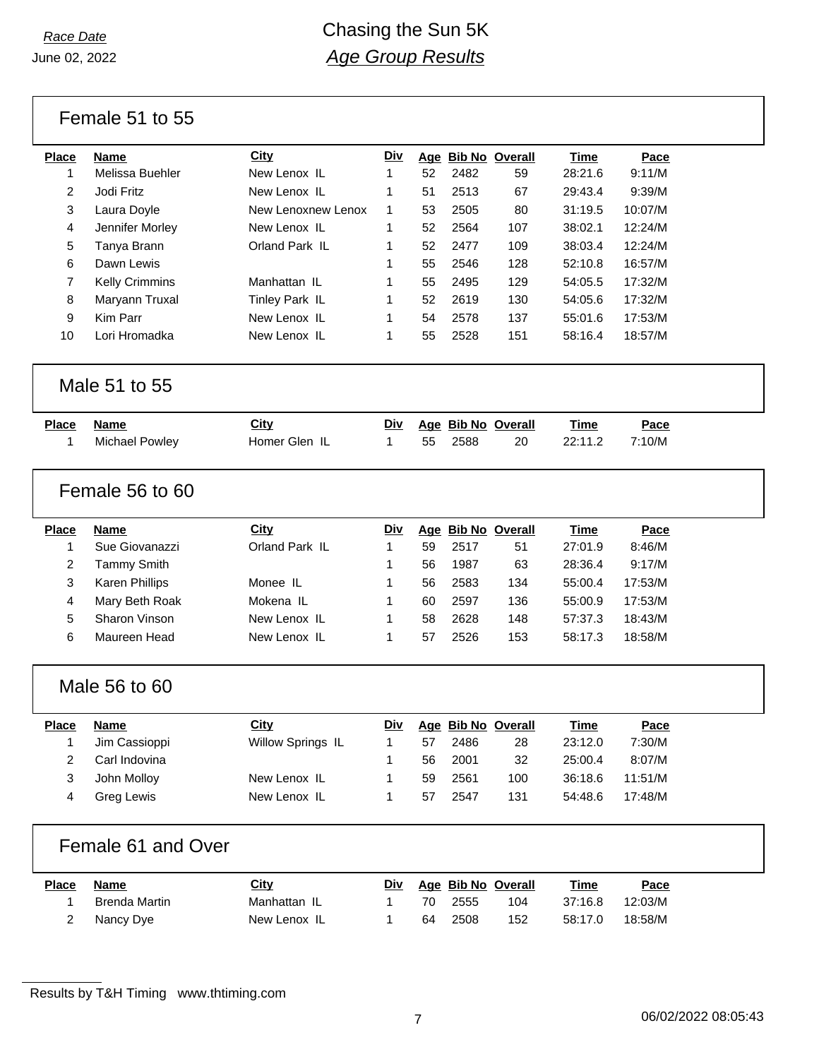Race Date

June 02, 2022

# Chasing the Sun 5K

## *Age Group Results*

### Female 51 to 55

| Place | Name | City | Div | Age | Bib No | Overall | Time | Pace |
|---|---|---|---|---|---|---|---|---|
| 1 | Melissa Buehler | New Lenox IL | 1 | 52 | 2482 | 59 | 28:21.6 | 9:11/M |
| 2 | Jodi Fritz | New Lenox IL | 1 | 51 | 2513 | 67 | 29:43.4 | 9:39/M |
| 3 | Laura Doyle | New Lenoxnew Lenox | 1 | 53 | 2505 | 80 | 31:19.5 | 10:07/M |
| 4 | Jennifer Morley | New Lenox IL | 1 | 52 | 2564 | 107 | 38:02.1 | 12:24/M |
| 5 | Tanya Brann | Orland Park IL | 1 | 52 | 2477 | 109 | 38:03.4 | 12:24/M |
| 6 | Dawn Lewis | | 1 | 55 | 2546 | 128 | 52:10.8 | 16:57/M |
| 7 | Kelly Crimmins | Manhattan IL | 1 | 55 | 2495 | 129 | 54:05.5 | 17:32/M |
| 8 | Maryann Truxal | Tinley Park IL | 1 | 52 | 2619 | 130 | 54:05.6 | 17:32/M |
| 9 | Kim Parr | New Lenox IL | 1 | 54 | 2578 | 137 | 55:01.6 | 17:53/M |
| 10 | Lori Hromadka | New Lenox IL | 1 | 55 | 2528 | 151 | 58:16.4 | 18:57/M |

### Male 51 to 55

| Place | Name | City | Div | Age | Bib No | Overall | Time | Pace |
|---|---|---|---|---|---|---|---|---|
| 1 | Michael Powley | Homer Glen IL | 1 | 55 | 2588 | 20 | 22:11.2 | 7:10/M |

### Female 56 to 60

| Place | Name | City | Div | Age | Bib No | Overall | Time | Pace |
|---|---|---|---|---|---|---|---|---|
| 1 | Sue Giovanazzi | Orland Park IL | 1 | 59 | 2517 | 51 | 27:01.9 | 8:46/M |
| 2 | Tammy Smith | | 1 | 56 | 1987 | 63 | 28:36.4 | 9:17/M |
| 3 | Karen Phillips | Monee IL | 1 | 56 | 2583 | 134 | 55:00.4 | 17:53/M |
| 4 | Mary Beth Roak | Mokena IL | 1 | 60 | 2597 | 136 | 55:00.9 | 17:53/M |
| 5 | Sharon Vinson | New Lenox IL | 1 | 58 | 2628 | 148 | 57:37.3 | 18:43/M |
| 6 | Maureen Head | New Lenox IL | 1 | 57 | 2526 | 153 | 58:17.3 | 18:58/M |

### Male 56 to 60

| Place | Name | City | Div | Age | Bib No | Overall | Time | Pace |
|---|---|---|---|---|---|---|---|---|
| 1 | Jim Cassioppi | Willow Springs IL | 1 | 57 | 2486 | 28 | 23:12.0 | 7:30/M |
| 2 | Carl Indovina | | 1 | 56 | 2001 | 32 | 25:00.4 | 8:07/M |
| 3 | John Molloy | New Lenox IL | 1 | 59 | 2561 | 100 | 36:18.6 | 11:51/M |
| 4 | Greg Lewis | New Lenox IL | 1 | 57 | 2547 | 131 | 54:48.6 | 17:48/M |

### Female 61 and Over

| Place | Name | City | Div | Age | Bib No | Overall | Time | Pace |
|---|---|---|---|---|---|---|---|---|
| 1 | Brenda Martin | Manhattan IL | 1 | 70 | 2555 | 104 | 37:16.8 | 12:03/M |
| 2 | Nancy Dye | New Lenox IL | 1 | 64 | 2508 | 152 | 58:17.0 | 18:58/M |

Results by T&H Timing www.thtiming.com

06/02/2022 08:05:43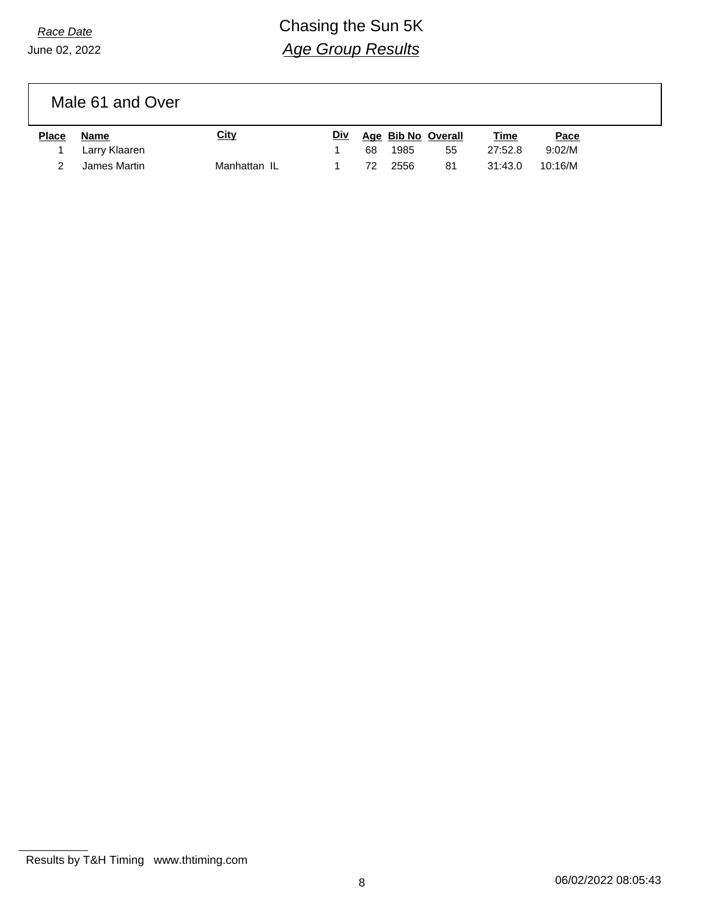*Race Date*

June 02, 2022

# Chasing the Sun 5K

## *Age Group Results*

### Male 61 and Over

| Place | Name | City | Div | Age | Bib No | Overall | Time | Pace |
|---|---|---|---|---|---|---|---|---|
| 1 | Larry Klaaren | | 1 | 68 | 1985 | 55 | 27:52.8 | 9:02/M |
| 2 | James Martin | Manhattan IL | 1 | 72 | 2556 | 81 | 31:43.0 | 10:16/M |

Results by T&H Timing www.thtiming.com

06/02/2022 08:05:43